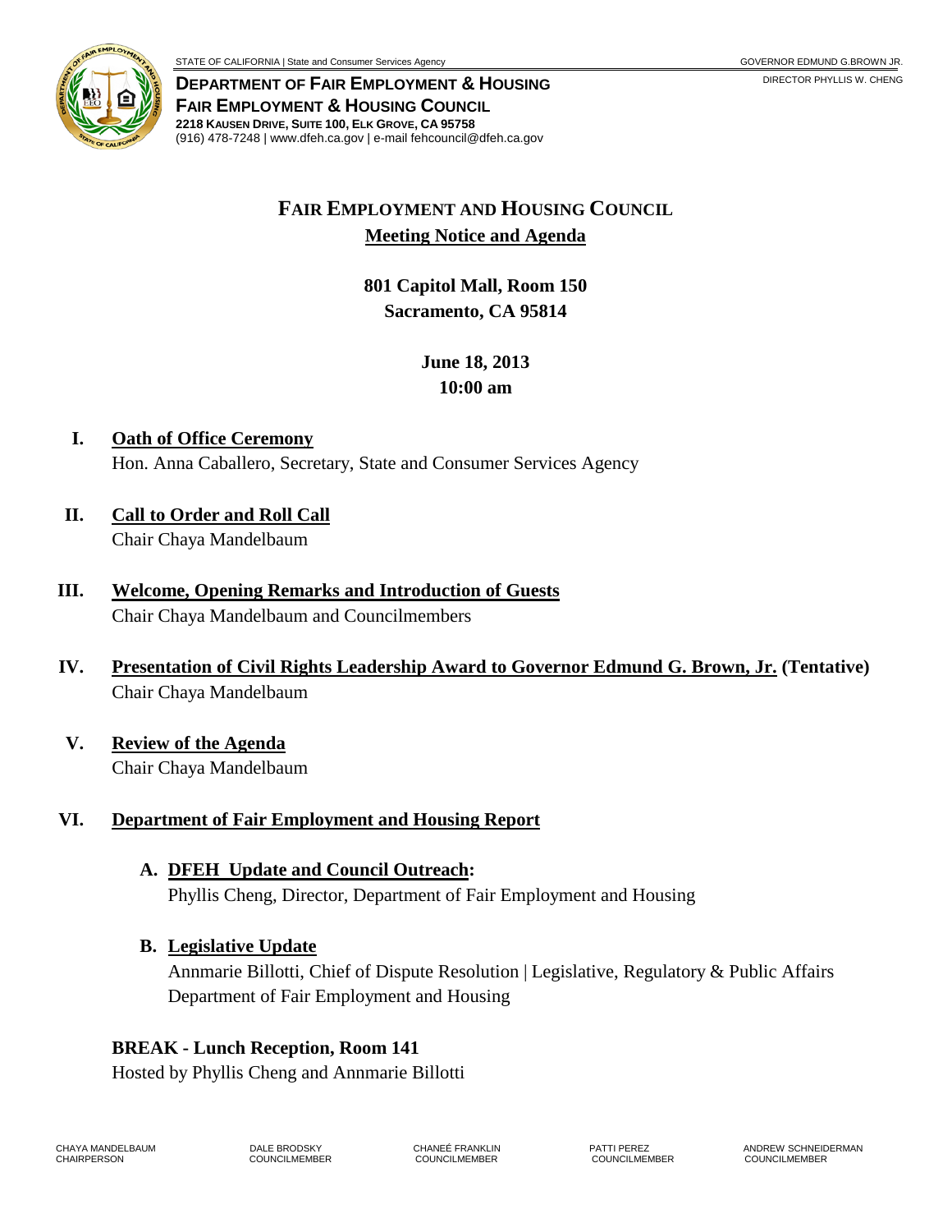STATE OF CALIFORNIA | State and Consumer Services Agency

GOVERNOR EDMUND G.BROWN JR.

**DEPARTMENT OF FAIR EMPLOYMENT & HOUSING**
**FAIR EMPLOYMENT & HOUSING COUNCIL**
**2218 KAUSEN DRIVE, SUITE 100, ELK GROVE, CA 95758**
(916) 478-7248 | www.dfeh.ca.gov | e-mail fehcouncil@dfeh.ca.gov

DIRECTOR PHYLLIS W. CHENG

# FAIR EMPLOYMENT AND HOUSING COUNCIL

## Meeting Notice and Agenda

**801 Capitol Mall, Room 150**
**Sacramento, CA 95814**

**June 18, 2013**
**10:00 am**

**I. Oath of Office Ceremony**
Hon. Anna Caballero, Secretary, State and Consumer Services Agency

**II. Call to Order and Roll Call**
Chair Chaya Mandelbaum

**III. Welcome, Opening Remarks and Introduction of Guests**
Chair Chaya Mandelbaum and Councilmembers

**IV. Presentation of Civil Rights Leadership Award to Governor Edmund G. Brown, Jr. (Tentative)**
Chair Chaya Mandelbaum

**V. Review of the Agenda**
Chair Chaya Mandelbaum

**VI. Department of Fair Employment and Housing Report**

**A. DFEH Update and Council Outreach:**
Phyllis Cheng, Director, Department of Fair Employment and Housing

**B. Legislative Update**
Annmarie Billotti, Chief of Dispute Resolution | Legislative, Regulatory & Public Affairs
Department of Fair Employment and Housing

**BREAK - Lunch Reception, Room 141**
Hosted by Phyllis Cheng and Annmarie Billotti

CHAYA MANDELBAUM, CHAIRPERSON | DALE BRODSKY, COUNCILMEMBER | CHANEÉ FRANKLIN, COUNCILMEMBER | PATTI PEREZ, COUNCILMEMBER | ANDREW SCHNEIDERMAN, COUNCILMEMBER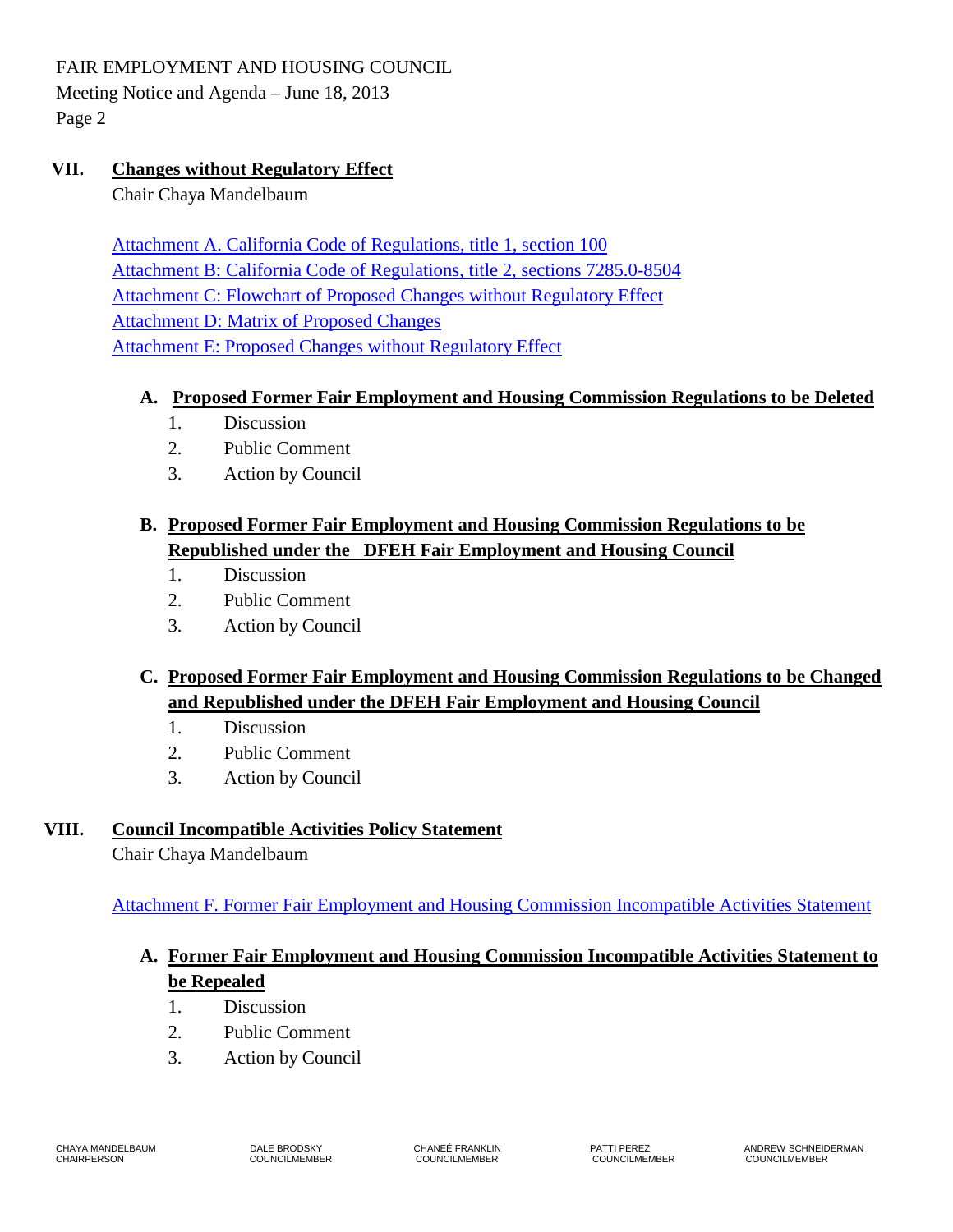## VII. Changes without Regulatory Effect

Chair Chaya Mandelbaum

Attachment A. California Code of Regulations, title 1, section 100
Attachment B: California Code of Regulations, title 2, sections 7285.0-8504
Attachment C: Flowchart of Proposed Changes without Regulatory Effect
Attachment D: Matrix of Proposed Changes
Attachment E: Proposed Changes without Regulatory Effect

### A. Proposed Former Fair Employment and Housing Commission Regulations to be Deleted

1. Discussion
2. Public Comment
3. Action by Council

### B. Proposed Former Fair Employment and Housing Commission Regulations to be Republished under the DFEH Fair Employment and Housing Council

1. Discussion
2. Public Comment
3. Action by Council

### C. Proposed Former Fair Employment and Housing Commission Regulations to be Changed and Republished under the DFEH Fair Employment and Housing Council

1. Discussion
2. Public Comment
3. Action by Council

## VIII. Council Incompatible Activities Policy Statement

Chair Chaya Mandelbaum

Attachment F. Former Fair Employment and Housing Commission Incompatible Activities Statement

### A. Former Fair Employment and Housing Commission Incompatible Activities Statement to be Repealed

1. Discussion
2. Public Comment
3. Action by Council

CHAYA MANDELBAUM CHAIRPERSON | DALE BRODSKY COUNCILMEMBER | CHANEÉ FRANKLIN COUNCILMEMBER | PATTI PEREZ COUNCILMEMBER | ANDREW SCHNEIDERMAN COUNCILMEMBER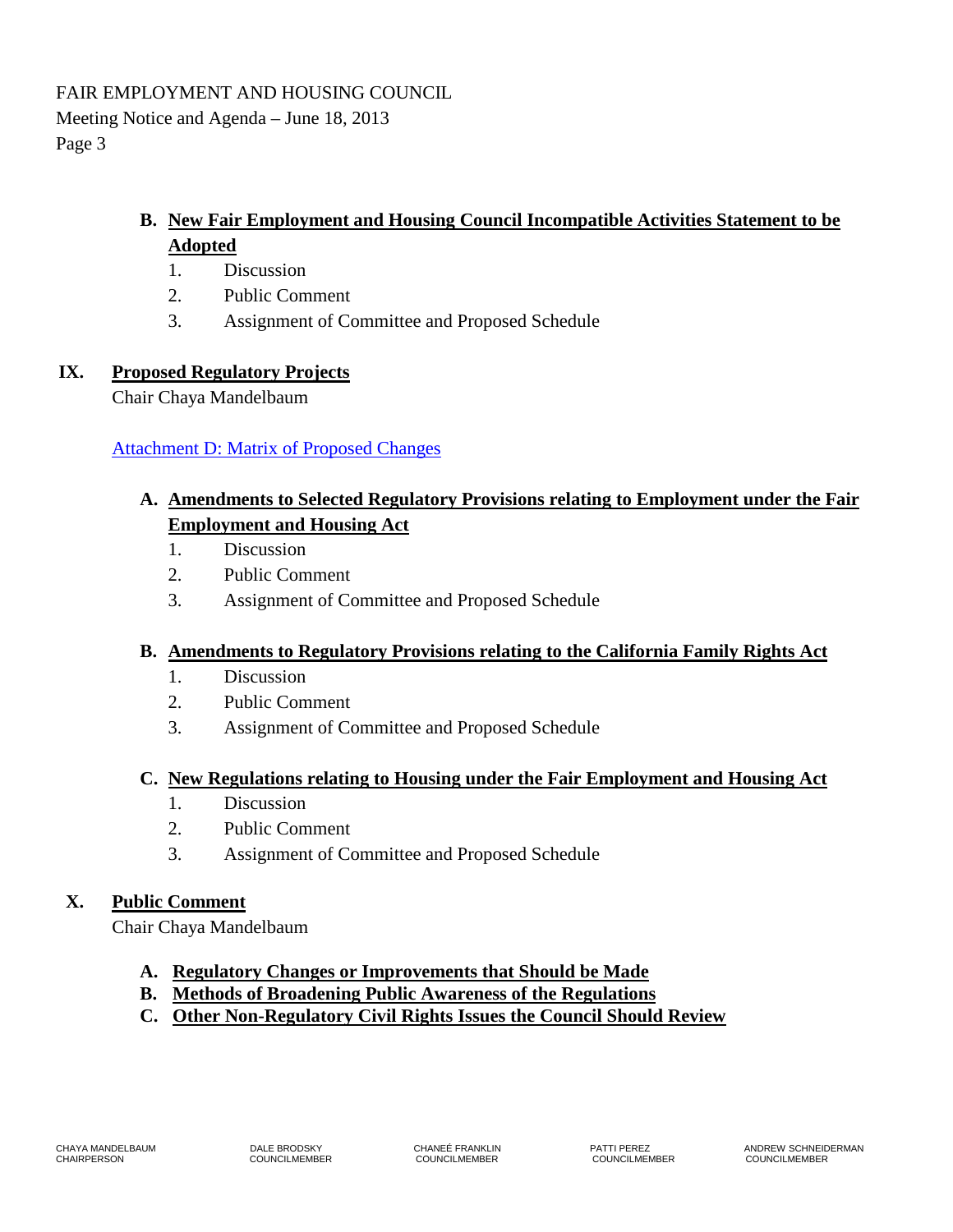### B. New Fair Employment and Housing Council Incompatible Activities Statement to be Adopted

1. Discussion
2. Public Comment
3. Assignment of Committee and Proposed Schedule

## IX. Proposed Regulatory Projects

Chair Chaya Mandelbaum

Attachment D: Matrix of Proposed Changes

### A. Amendments to Selected Regulatory Provisions relating to Employment under the Fair Employment and Housing Act

1. Discussion
2. Public Comment
3. Assignment of Committee and Proposed Schedule

### B. Amendments to Regulatory Provisions relating to the California Family Rights Act

1. Discussion
2. Public Comment
3. Assignment of Committee and Proposed Schedule

### C. New Regulations relating to Housing under the Fair Employment and Housing Act

1. Discussion
2. Public Comment
3. Assignment of Committee and Proposed Schedule

## X. Public Comment

Chair Chaya Mandelbaum

- **A. Regulatory Changes or Improvements that Should be Made**
- **B. Methods of Broadening Public Awareness of the Regulations**
- **C. Other Non-Regulatory Civil Rights Issues the Council Should Review**

CHAYA MANDELBAUM, CHAIRPERSON | DALE BRODSKY, COUNCILMEMBER | CHANEÉ FRANKLIN, COUNCILMEMBER | PATTI PEREZ, COUNCILMEMBER | ANDREW SCHNEIDERMAN, COUNCILMEMBER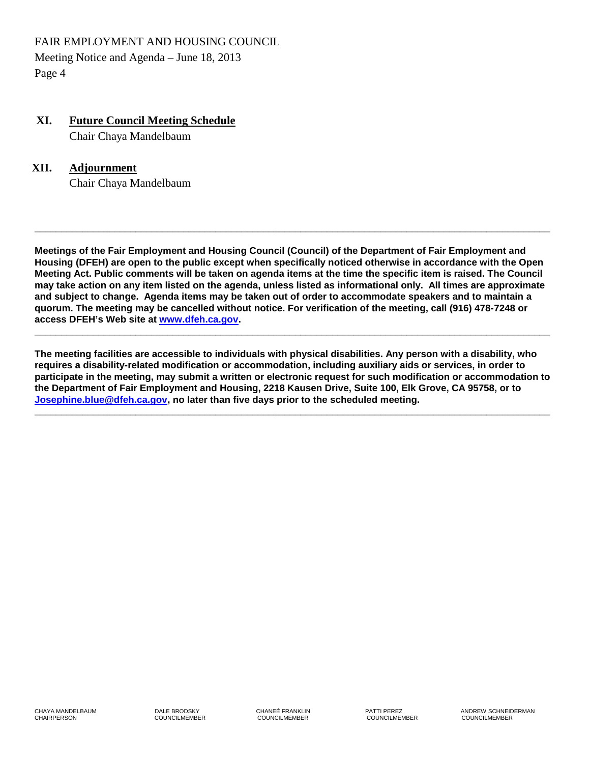## XI. Future Council Meeting Schedule

Chair Chaya Mandelbaum

## XII. Adjournment

Chair Chaya Mandelbaum

---

**Meetings of the Fair Employment and Housing Council (Council) of the Department of Fair Employment and Housing (DFEH) are open to the public except when specifically noticed otherwise in accordance with the Open Meeting Act. Public comments will be taken on agenda items at the time the specific item is raised. The Council may take action on any item listed on the agenda, unless listed as informational only. All times are approximate and subject to change. Agenda items may be taken out of order to accommodate speakers and to maintain a quorum. The meeting may be cancelled without notice. For verification of the meeting, call (916) 478-7248 or access DFEH's Web site at www.dfeh.ca.gov.**

---

**The meeting facilities are accessible to individuals with physical disabilities. Any person with a disability, who requires a disability-related modification or accommodation, including auxiliary aids or services, in order to participate in the meeting, may submit a written or electronic request for such modification or accommodation to the Department of Fair Employment and Housing, 2218 Kausen Drive, Suite 100, Elk Grove, CA 95758, or to Josephine.blue@dfeh.ca.gov, no later than five days prior to the scheduled meeting.**

---

| | | | | |
|---|---|---|---|---|
| CHAYA MANDELBAUM<br>CHAIRPERSON | DALE BRODSKY<br>COUNCILMEMBER | CHANEÉ FRANKLIN<br>COUNCILMEMBER | PATTI PEREZ<br>COUNCILMEMBER | ANDREW SCHNEIDERMAN<br>COUNCILMEMBER |